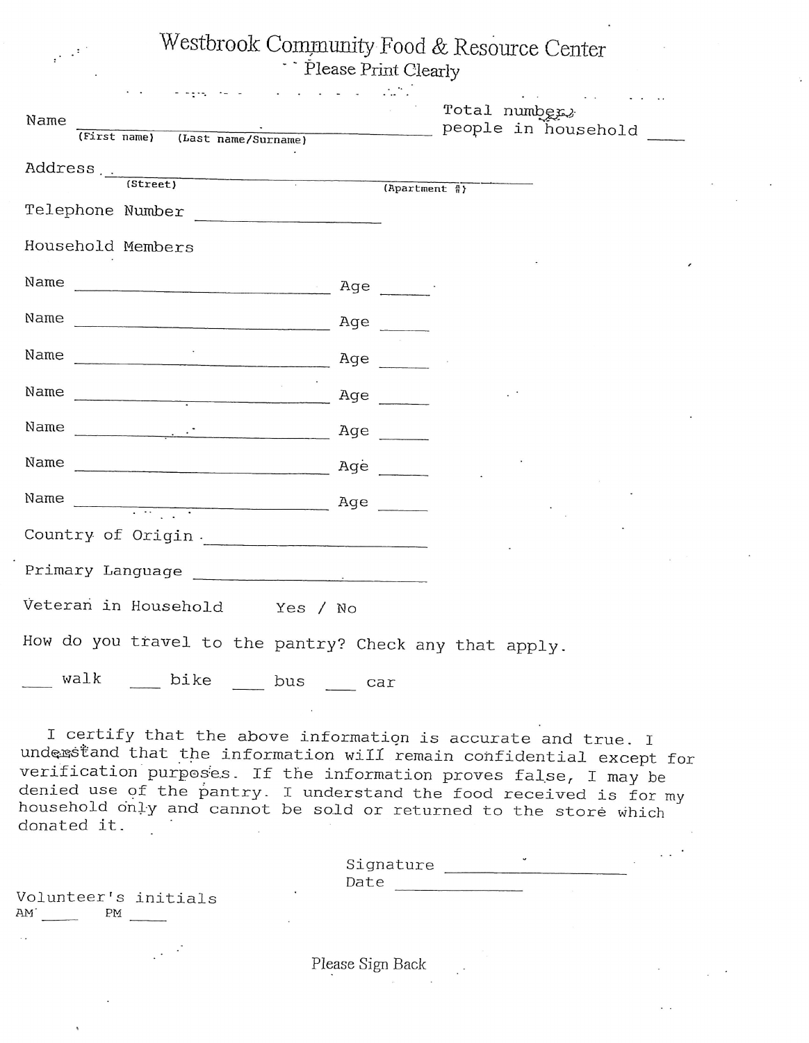# Westbrook Community Food & Resource Center

Please Print Clearly

Name ______________________________ Total number of people in household ____
(First name) (Last name/Surname)

Address ______________________________
(Street) (Apartment #)

Telephone Number ____________________

Household Members

Name ____________________ Age ____

Name ____________________ Age ____

Name ____________________ Age ____

Name ____________________ Age ____

Name ____________________ Age ____

Name ____________________ Age ____

Name ____________________ Age ____

Country of Origin ____________________

Primary Language ____________________

Veteran in Household Yes / No

How do you travel to the pantry? Check any that apply.

___ walk ___ bike ___ bus ___ car

I certify that the above information is accurate and true. I understand that the information will remain confidential except for verification purposes. If the information proves false, I may be denied use of the pantry. I understand the food received is for my household only and cannot be sold or returned to the store which donated it.

Signature ____________________

Date ____________________

Volunteer's initials

AM ____ PM ____

Please Sign Back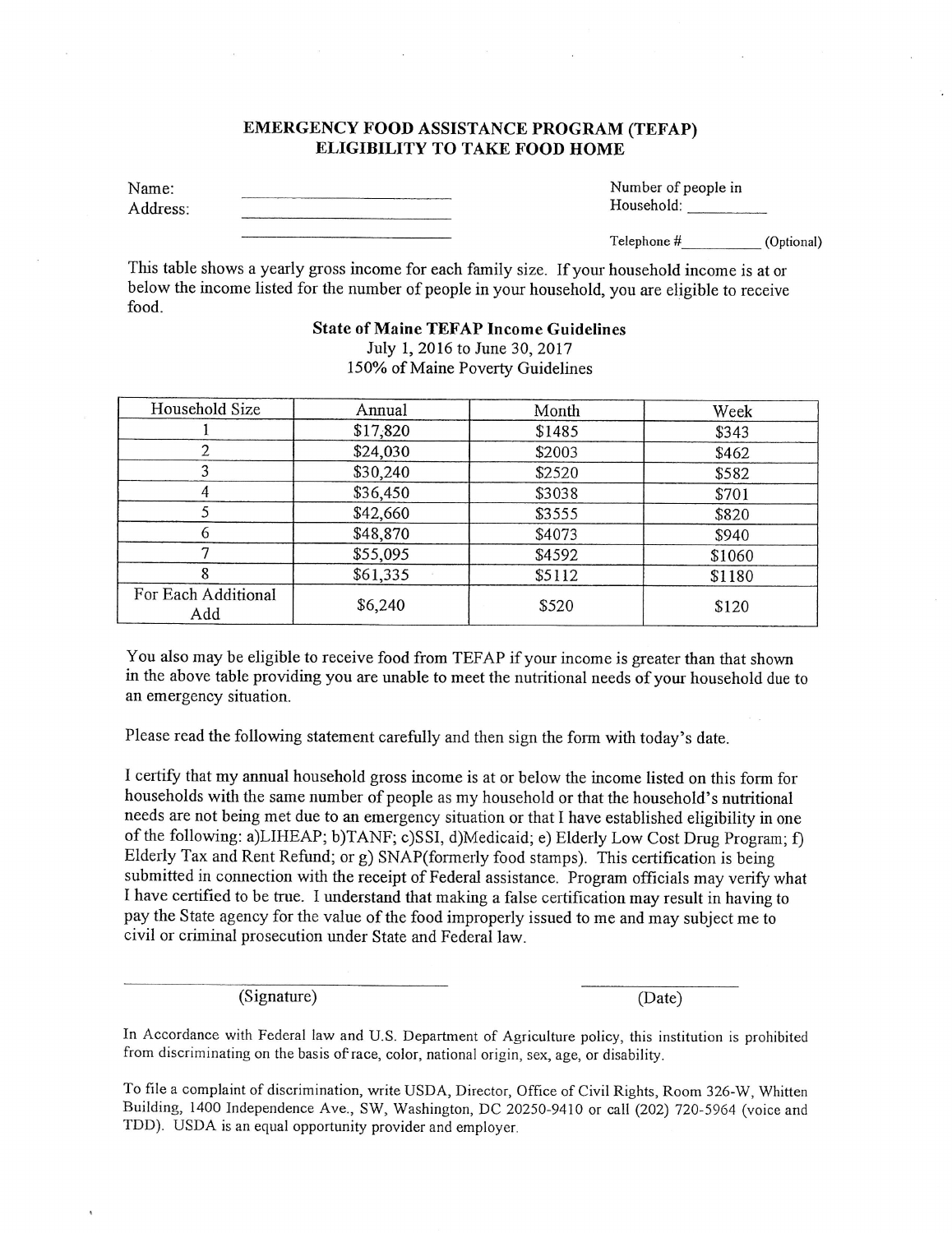## EMERGENCY FOOD ASSISTANCE PROGRAM (TEFAP)
## ELIGIBILITY TO TAKE FOOD HOME

Name: ______________________

Address: ______________________

______________________

Number of people in Household: __________

Telephone #__________ (Optional)

This table shows a yearly gross income for each family size. If your household income is at or below the income listed for the number of people in your household, you are eligible to receive food.

**State of Maine TEFAP Income Guidelines**
July 1, 2016 to June 30, 2017
150% of Maine Poverty Guidelines

| Household Size | Annual | Month | Week |
|---|---|---|---|
| 1 | $17,820 | $1485 | $343 |
| 2 | $24,030 | $2003 | $462 |
| 3 | $30,240 | $2520 | $582 |
| 4 | $36,450 | $3038 | $701 |
| 5 | $42,660 | $3555 | $820 |
| 6 | $48,870 | $4073 | $940 |
| 7 | $55,095 | $4592 | $1060 |
| 8 | $61,335 | $5112 | $1180 |
| For Each Additional Add | $6,240 | $520 | $120 |

You also may be eligible to receive food from TEFAP if your income is greater than that shown in the above table providing you are unable to meet the nutritional needs of your household due to an emergency situation.

Please read the following statement carefully and then sign the form with today's date.

I certify that my annual household gross income is at or below the income listed on this form for households with the same number of people as my household or that the household's nutritional needs are not being met due to an emergency situation or that I have established eligibility in one of the following: a)LIHEAP; b)TANF; c)SSI, d)Medicaid; e) Elderly Low Cost Drug Program; f) Elderly Tax and Rent Refund; or g) SNAP(formerly food stamps). This certification is being submitted in connection with the receipt of Federal assistance. Program officials may verify what I have certified to be true. I understand that making a false certification may result in having to pay the State agency for the value of the food improperly issued to me and may subject me to civil or criminal prosecution under State and Federal law.

______________________ (Signature)

______________________ (Date)

In Accordance with Federal law and U.S. Department of Agriculture policy, this institution is prohibited from discriminating on the basis of race, color, national origin, sex, age, or disability.

To file a complaint of discrimination, write USDA, Director, Office of Civil Rights, Room 326-W, Whitten Building, 1400 Independence Ave., SW, Washington, DC 20250-9410 or call (202) 720-5964 (voice and TDD). USDA is an equal opportunity provider and employer.